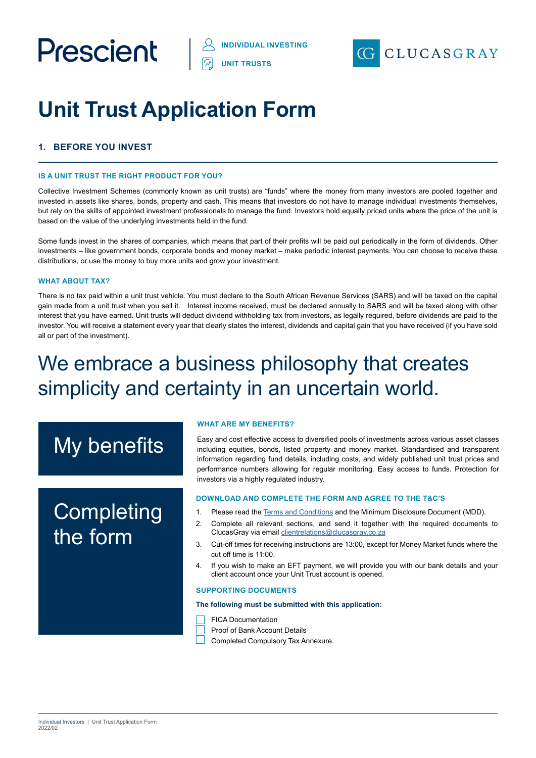Prescient

INDIVIDUAL INVESTING

UNIT TRUSTS

CLUCASGRAY

# Unit Trust Application Form

## 1. BEFORE YOU INVEST

### IS A UNIT TRUST THE RIGHT PRODUCT FOR YOU?

Collective Investment Schemes (commonly known as unit trusts) are "funds" where the money from many investors are pooled together and invested in assets like shares, bonds, property and cash. This means that investors do not have to manage individual investments themselves, but rely on the skills of appointed investment professionals to manage the fund. Investors hold equally priced units where the price of the unit is based on the value of the underlying investments held in the fund.

Some funds invest in the shares of companies, which means that part of their profits will be paid out periodically in the form of dividends. Other investments – like government bonds, corporate bonds and money market – make periodic interest payments. You can choose to receive these distributions, or use the money to buy more units and grow your investment.

### WHAT ABOUT TAX?

There is no tax paid within a unit trust vehicle. You must declare to the South African Revenue Services (SARS) and will be taxed on the capital gain made from a unit trust when you sell it. Interest income received, must be declared annually to SARS and will be taxed along with other interest that you have earned. Unit trusts will deduct dividend withholding tax from investors, as legally required, before dividends are paid to the investor. You will receive a statement every year that clearly states the interest, dividends and capital gain that you have received (if you have sold all or part of the investment).

We embrace a business philosophy that creates simplicity and certainty in an uncertain world.

## My benefits

### WHAT ARE MY BENEFITS?

Easy and cost effective access to diversified pools of investments across various asset classes including equities, bonds, listed property and money market. Standardised and transparent information regarding fund details, including costs, and widely published unit trust prices and performance numbers allowing for regular monitoring. Easy access to funds. Protection for investors via a highly regulated industry.

## Completing the form

### DOWNLOAD AND COMPLETE THE FORM AND AGREE TO THE T&C'S

1. Please read the Terms and Conditions and the Minimum Disclosure Document (MDD).
2. Complete all relevant sections, and send it together with the required documents to ClucasGray via email clientrelations@clucasgray.co.za
3. Cut-off times for receiving instructions are 13:00, except for Money Market funds where the cut off time is 11:00.
4. If you wish to make an EFT payment, we will provide you with our bank details and your client account once your Unit Trust account is opened.

### SUPPORTING DOCUMENTS

**The following must be submitted with this application:**

- ☐ FICA Documentation
- ☐ Proof of Bank Account Details
- ☐ Completed Compulsory Tax Annexure.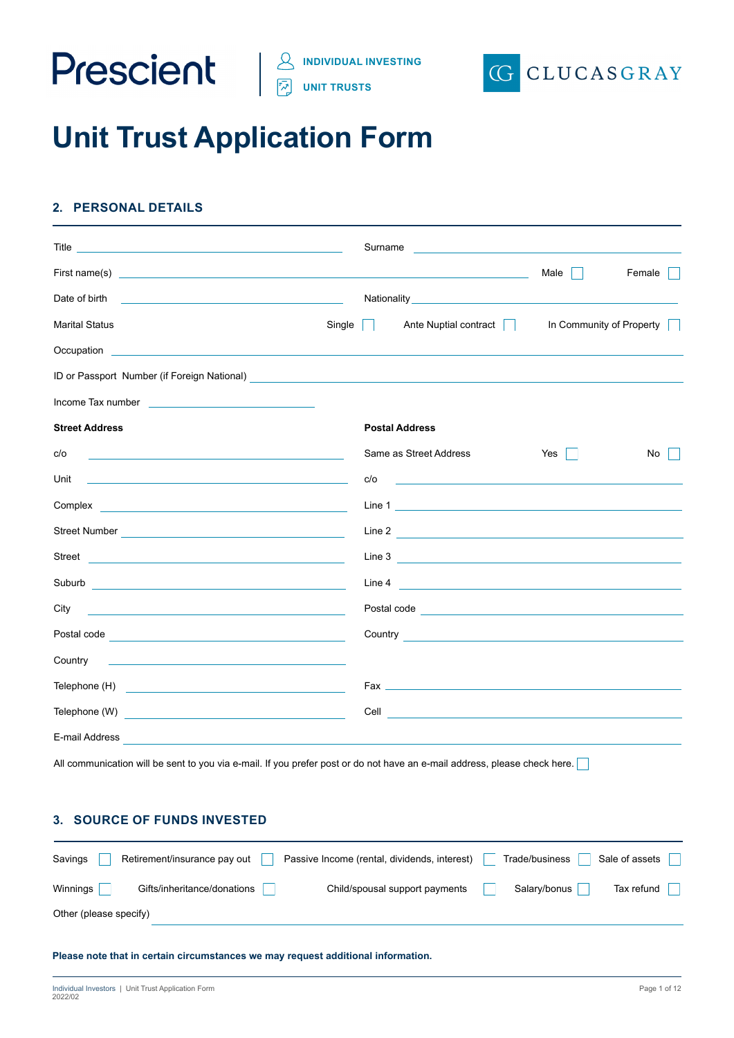Prescient | INDIVIDUAL INVESTING | UNIT TRUSTS | CLUCASGRAY

# Unit Trust Application Form

## 2. PERSONAL DETAILS

Title ______________________ Surname ______________________

First name(s) ______________________ Male ☐ Female ☐

Date of birth ______________________ Nationality ______________________

Marital Status Single ☐ Ante Nuptial contract ☐ In Community of Property ☐

Occupation ______________________

ID or Passport Number (if Foreign National) ______________________

Income Tax number ______________________

| **Street Address** | | **Postal Address** | |
|---|---|---|---|
| | | Same as Street Address | Yes ☐ No ☐ |
| c/o | | c/o | |
| Unit | | Line 1 | |
| Complex | | Line 2 | |
| Street Number | | Line 3 | |
| Street | | Line 4 | |
| Suburb | | Postal code | |
| City | | Country | |
| Postal code | | | |
| Country | | | |
| Telephone (H) | | Fax | |
| Telephone (W) | | Cell | |

E-mail Address ______________________

All communication will be sent to you via e-mail. If you prefer post or do not have an e-mail address, please check here. ☐

## 3. SOURCE OF FUNDS INVESTED

Savings ☐ Retirement/insurance pay out ☐ Passive Income (rental, dividends, interest) ☐ Trade/business ☐ Sale of assets ☐

Winnings ☐ Gifts/inheritance/donations ☐ Child/spousal support payments ☐ Salary/bonus ☐ Tax refund ☐

Other (please specify) ______________________

**Please note that in certain circumstances we may request additional information.**

Individual Investors | Unit Trust Application Form
2022/02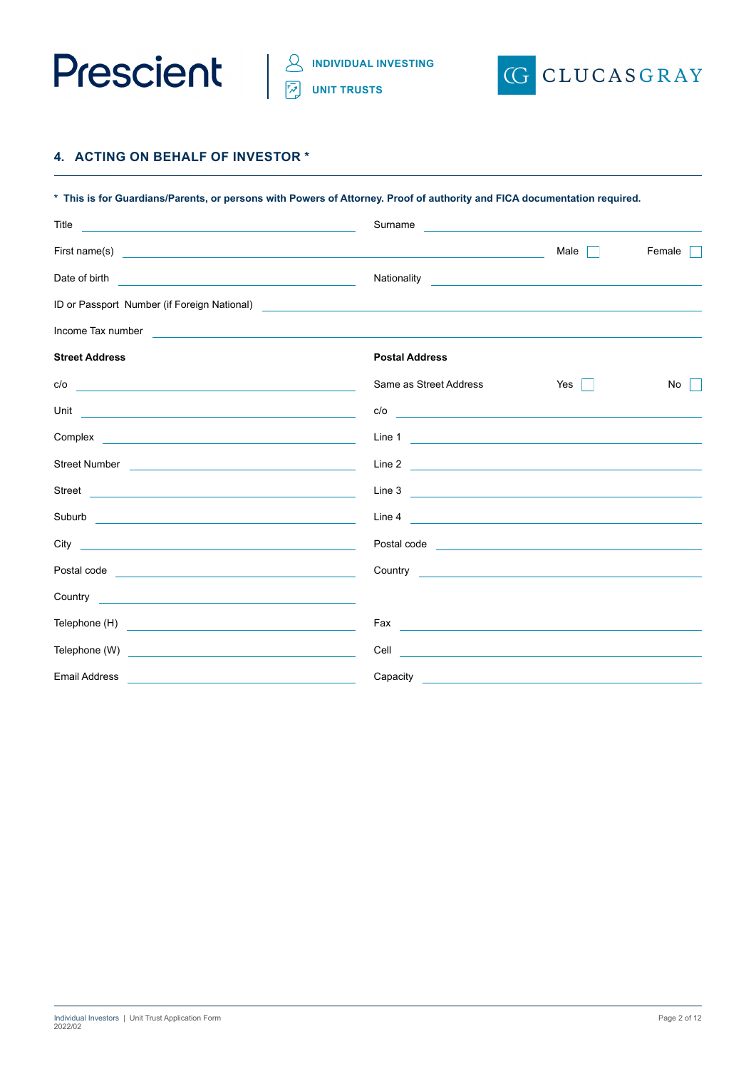## 4. ACTING ON BEHALF OF INVESTOR *

**\* This is for Guardians/Parents, or persons with Powers of Attorney. Proof of authority and FICA documentation required.**

Title ______________________ Surname ______________________

First name(s) ______________________ Male ☐ Female ☐

Date of birth ______________________ Nationality ______________________

ID or Passport Number (if Foreign National) ______________________

Income Tax number ______________________

| **Street Address** | | **Postal Address** | |
|---|---|---|---|
| | | Same as Street Address | Yes ☐ No ☐ |
| c/o | | c/o | |
| Unit | | Line 1 | |
| Complex | | Line 2 | |
| Street Number | | Line 3 | |
| Street | | Line 4 | |
| Suburb | | Postal code | |
| City | | Country | |
| Postal code | | | |
| Country | | | |
| Telephone (H) | | Fax | |
| Telephone (W) | | Cell | |
| Email Address | | Capacity | |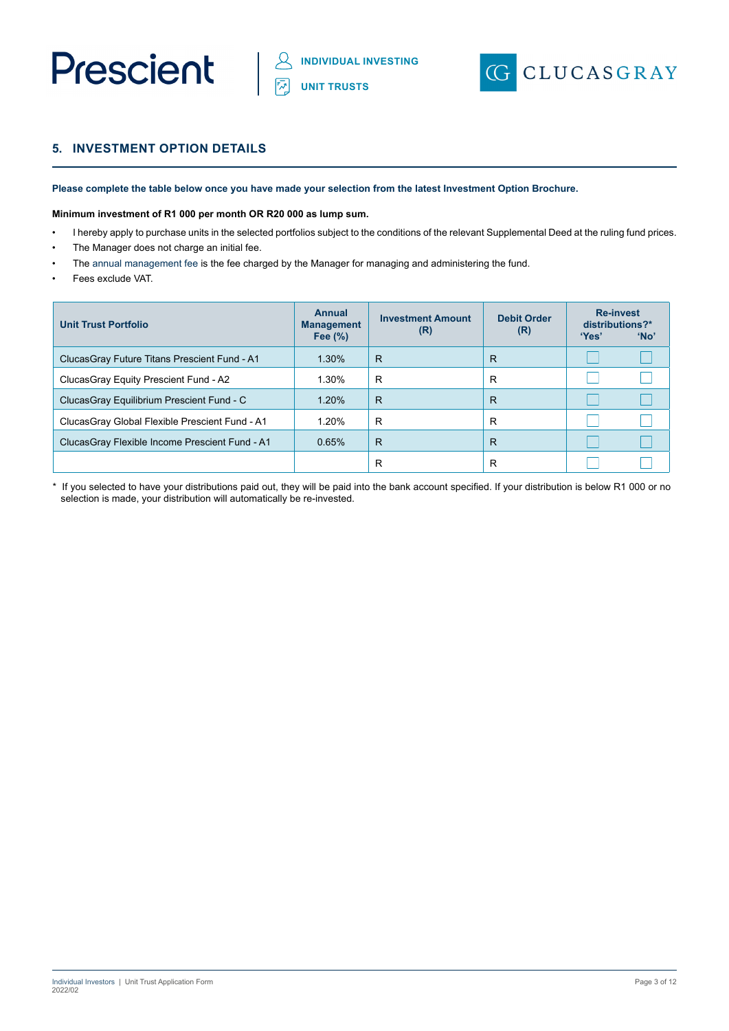## 5. INVESTMENT OPTION DETAILS

**Please complete the table below once you have made your selection from the latest Investment Option Brochure.**

**Minimum investment of R1 000 per month OR R20 000 as lump sum.**

- I hereby apply to purchase units in the selected portfolios subject to the conditions of the relevant Supplemental Deed at the ruling fund prices.
- The Manager does not charge an initial fee.
- The annual management fee is the fee charged by the Manager for managing and administering the fund.
- Fees exclude VAT.

| Unit Trust Portfolio | Annual Management Fee (%) | Investment Amount (R) | Debit Order (R) | Re-invest distributions?* 'Yes' | 'No' |
|---|---|---|---|---|---|
| ClucasGray Future Titans Prescient Fund - A1 | 1.30% | R | R | ☐ | ☐ |
| ClucasGray Equity Prescient Fund - A2 | 1.30% | R | R | ☐ | ☐ |
| ClucasGray Equilibrium Prescient Fund - C | 1.20% | R | R | ☐ | ☐ |
| ClucasGray Global Flexible Prescient Fund - A1 | 1.20% | R | R | ☐ | ☐ |
| ClucasGray Flexible Income Prescient Fund - A1 | 0.65% | R | R | ☐ | ☐ |
| | | R | R | ☐ | ☐ |

\* If you selected to have your distributions paid out, they will be paid into the bank account specified. If your distribution is below R1 000 or no selection is made, your distribution will automatically be re-invested.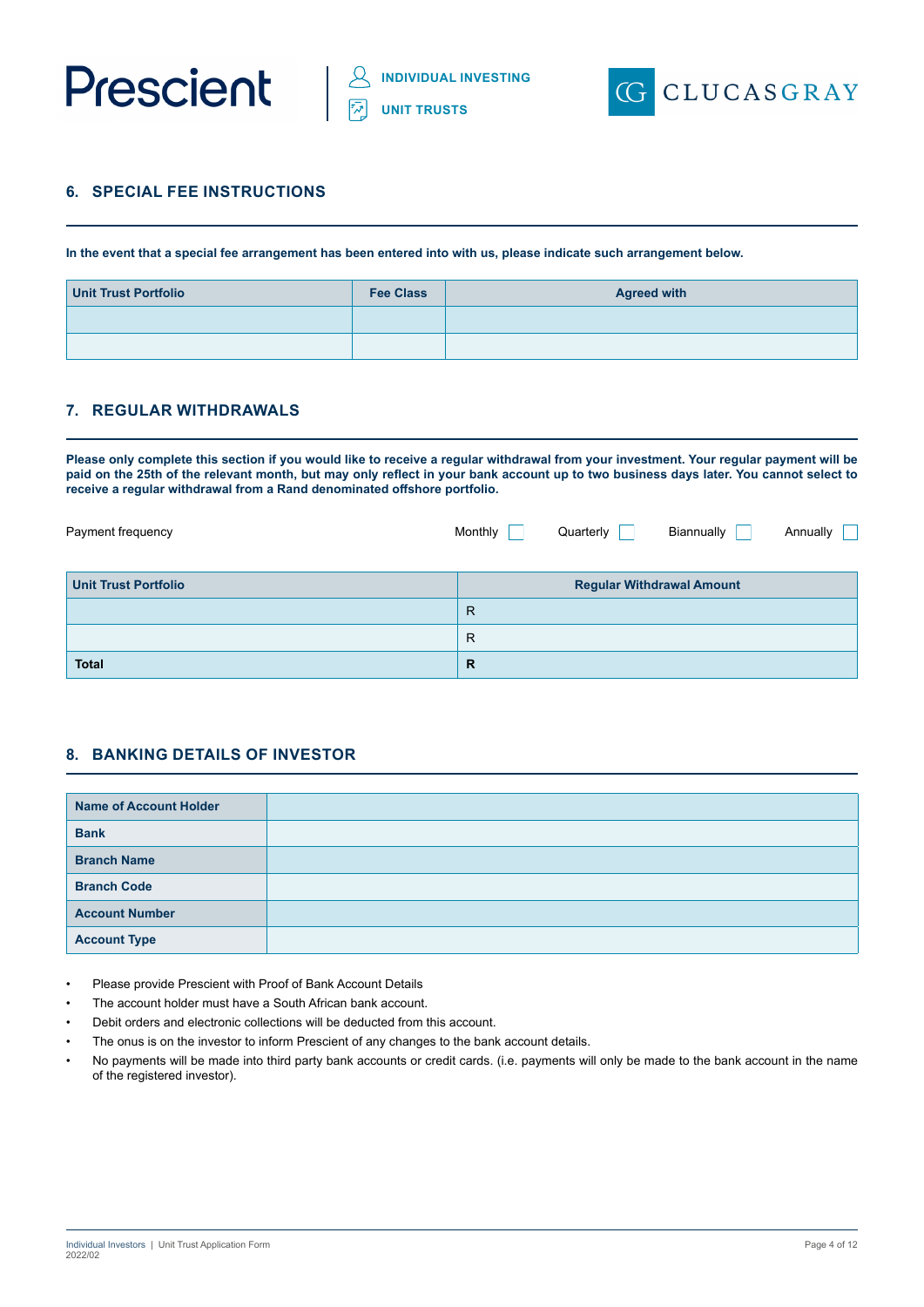## 6. SPECIAL FEE INSTRUCTIONS

**In the event that a special fee arrangement has been entered into with us, please indicate such arrangement below.**

| Unit Trust Portfolio | Fee Class | Agreed with |
|---|---|---|
| | | |
| | | |

## 7. REGULAR WITHDRAWALS

**Please only complete this section if you would like to receive a regular withdrawal from your investment. Your regular payment will be paid on the 25th of the relevant month, but may only reflect in your bank account up to two business days later. You cannot select to receive a regular withdrawal from a Rand denominated offshore portfolio.**

Payment frequency Monthly ☐ Quarterly ☐ Biannually ☐ Annually ☐

| Unit Trust Portfolio | Regular Withdrawal Amount |
|---|---|
| | R |
| | R |
| **Total** | **R** |

## 8. BANKING DETAILS OF INVESTOR

| | |
|---|---|
| **Name of Account Holder** | |
| **Bank** | |
| **Branch Name** | |
| **Branch Code** | |
| **Account Number** | |
| **Account Type** | |

- Please provide Prescient with Proof of Bank Account Details
- The account holder must have a South African bank account.
- Debit orders and electronic collections will be deducted from this account.
- The onus is on the investor to inform Prescient of any changes to the bank account details.
- No payments will be made into third party bank accounts or credit cards. (i.e. payments will only be made to the bank account in the name of the registered investor).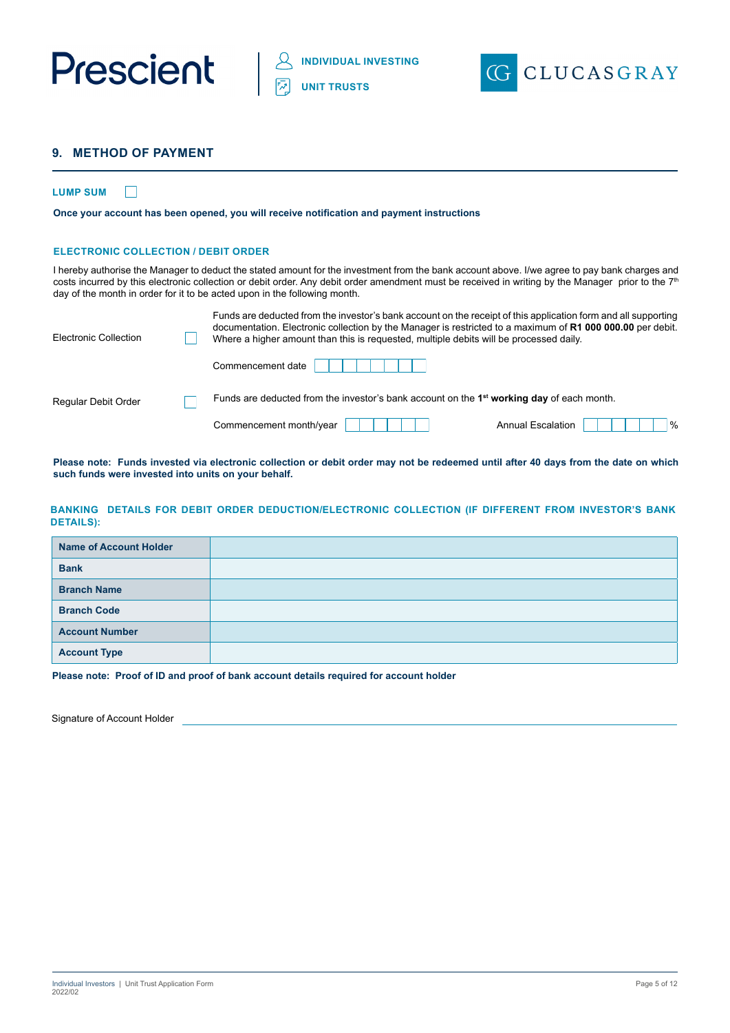## 9. METHOD OF PAYMENT

**LUMP SUM** ☐

**Once your account has been opened, you will receive notification and payment instructions**

**ELECTRONIC COLLECTION / DEBIT ORDER**

I hereby authorise the Manager to deduct the stated amount for the investment from the bank account above. I/we agree to pay bank charges and costs incurred by this electronic collection or debit order. Any debit order amendment must be received in writing by the Manager prior to the 7th day of the month in order for it to be acted upon in the following month.

Electronic Collection ☐

Funds are deducted from the investor's bank account on the receipt of this application form and all supporting documentation. Electronic collection by the Manager is restricted to a maximum of **R1 000 000.00** per debit. Where a higher amount than this is requested, multiple debits will be processed daily.

Commencement date

Regular Debit Order ☐

Funds are deducted from the investor's bank account on the 1st **working day** of each month.

Commencement month/year  Annual Escalation %

**Please note: Funds invested via electronic collection or debit order may not be redeemed until after 40 days from the date on which such funds were invested into units on your behalf.**

**BANKING DETAILS FOR DEBIT ORDER DEDUCTION/ELECTRONIC COLLECTION (IF DIFFERENT FROM INVESTOR'S BANK DETAILS):**

| | |
|---|---|
| **Name of Account Holder** | |
| **Bank** | |
| **Branch Name** | |
| **Branch Code** | |
| **Account Number** | |
| **Account Type** | |

**Please note: Proof of ID and proof of bank account details required for account holder**

Signature of Account Holder ______________________________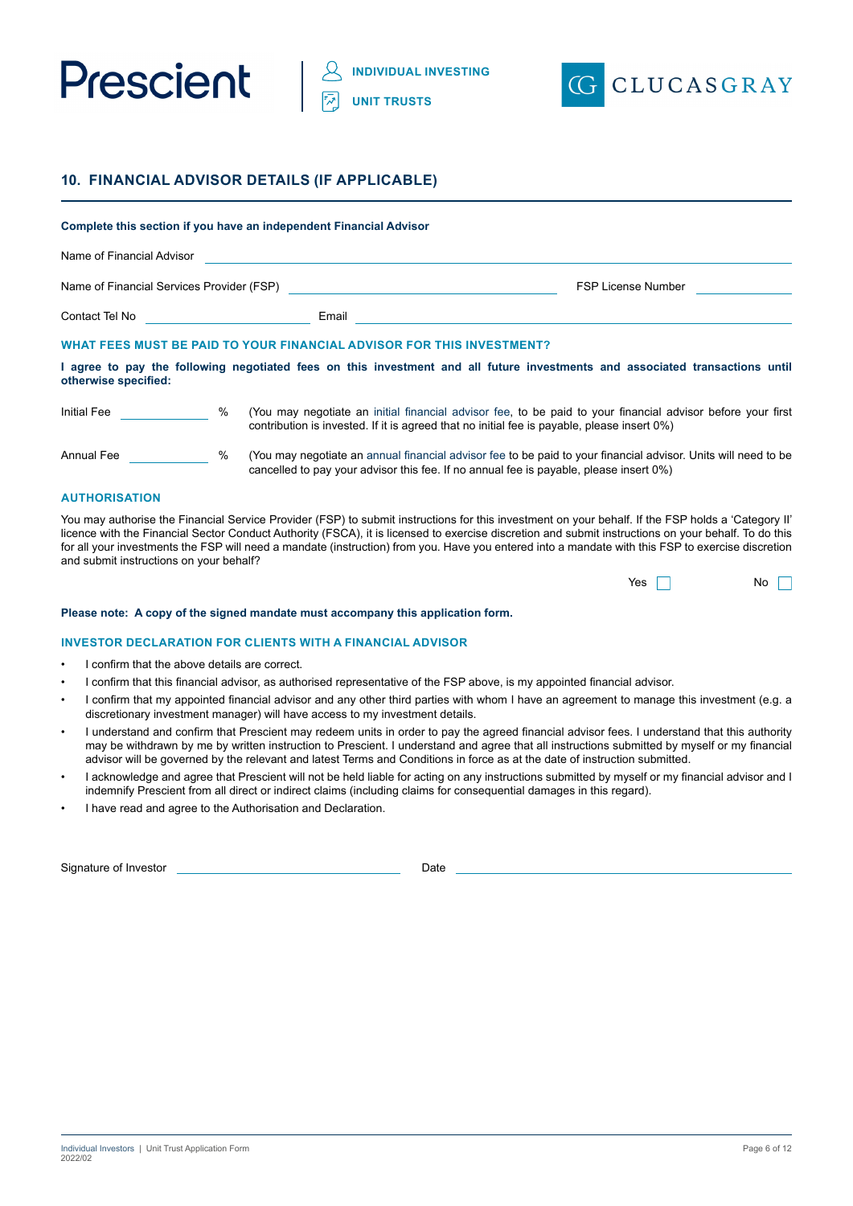## 10. FINANCIAL ADVISOR DETAILS (IF APPLICABLE)

**Complete this section if you have an independent Financial Advisor**

Name of Financial Advisor \_\_\_\_\_\_\_\_\_\_\_\_\_\_\_\_\_\_\_\_\_\_\_\_\_\_\_\_\_\_\_\_\_\_\_\_\_\_\_\_

Name of Financial Services Provider (FSP) \_\_\_\_\_\_\_\_\_\_\_\_\_\_\_\_\_\_\_\_ FSP License Number \_\_\_\_\_\_\_\_\_\_

Contact Tel No \_\_\_\_\_\_\_\_\_\_\_\_\_\_\_\_ Email \_\_\_\_\_\_\_\_\_\_\_\_\_\_\_\_\_\_\_\_\_\_\_\_\_\_\_\_\_\_

### WHAT FEES MUST BE PAID TO YOUR FINANCIAL ADVISOR FOR THIS INVESTMENT?

**I agree to pay the following negotiated fees on this investment and all future investments and associated transactions until otherwise specified:**

Initial Fee \_\_\_\_\_\_\_\_ % (You may negotiate an initial financial advisor fee, to be paid to your financial advisor before your first contribution is invested. If it is agreed that no initial fee is payable, please insert 0%)

Annual Fee \_\_\_\_\_\_\_\_ % (You may negotiate an annual financial advisor fee to be paid to your financial advisor. Units will need to be cancelled to pay your advisor this fee. If no annual fee is payable, please insert 0%)

### AUTHORISATION

You may authorise the Financial Service Provider (FSP) to submit instructions for this investment on your behalf. If the FSP holds a 'Category II' licence with the Financial Sector Conduct Authority (FSCA), it is licensed to exercise discretion and submit instructions on your behalf. To do this for all your investments the FSP will need a mandate (instruction) from you. Have you entered into a mandate with this FSP to exercise discretion and submit instructions on your behalf?

Yes ☐ No ☐

**Please note: A copy of the signed mandate must accompany this application form.**

### INVESTOR DECLARATION FOR CLIENTS WITH A FINANCIAL ADVISOR

- I confirm that the above details are correct.
- I confirm that this financial advisor, as authorised representative of the FSP above, is my appointed financial advisor.
- I confirm that my appointed financial advisor and any other third parties with whom I have an agreement to manage this investment (e.g. a discretionary investment manager) will have access to my investment details.
- I understand and confirm that Prescient may redeem units in order to pay the agreed financial advisor fees. I understand that this authority may be withdrawn by me by written instruction to Prescient. I understand and agree that all instructions submitted by myself or my financial advisor will be governed by the relevant and latest Terms and Conditions in force as at the date of instruction submitted.
- I acknowledge and agree that Prescient will not be held liable for acting on any instructions submitted by myself or my financial advisor and I indemnify Prescient from all direct or indirect claims (including claims for consequential damages in this regard).
- I have read and agree to the Authorisation and Declaration.

Signature of Investor \_\_\_\_\_\_\_\_\_\_\_\_\_\_\_\_\_\_\_\_ Date \_\_\_\_\_\_\_\_\_\_\_\_\_\_\_\_\_\_\_\_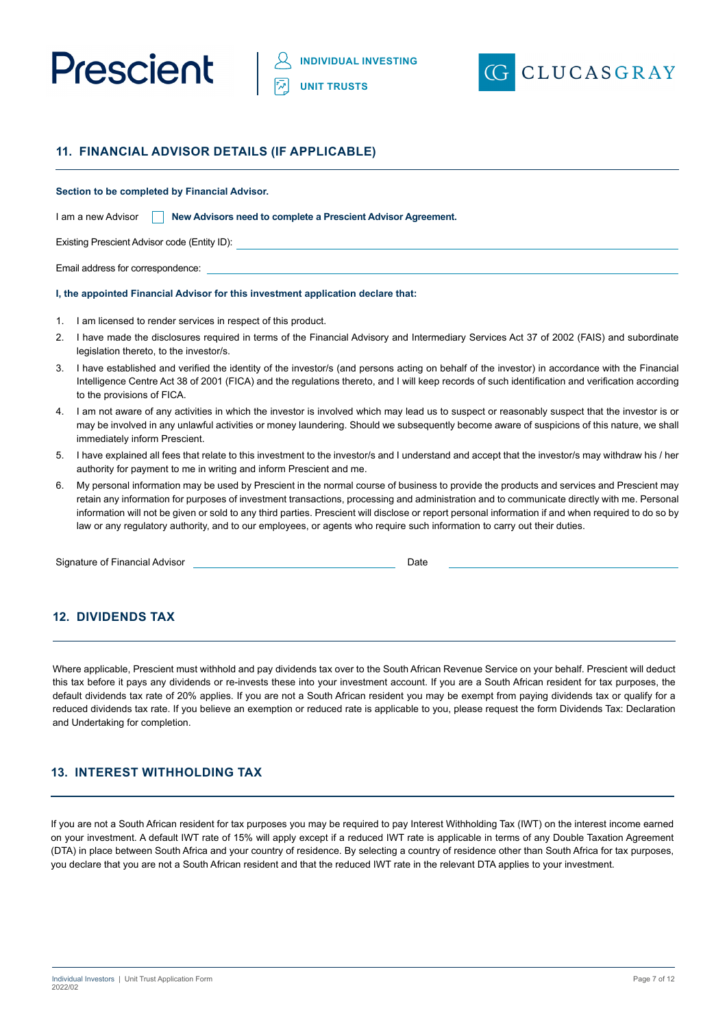## 11. FINANCIAL ADVISOR DETAILS (IF APPLICABLE)

**Section to be completed by Financial Advisor.**

I am a new Advisor ☐ **New Advisors need to complete a Prescient Advisor Agreement.**

Existing Prescient Advisor code (Entity ID): ______________________________

Email address for correspondence: ______________________________

**I, the appointed Financial Advisor for this investment application declare that:**

1. I am licensed to render services in respect of this product.
2. I have made the disclosures required in terms of the Financial Advisory and Intermediary Services Act 37 of 2002 (FAIS) and subordinate legislation thereto, to the investor/s.
3. I have established and verified the identity of the investor/s (and persons acting on behalf of the investor) in accordance with the Financial Intelligence Centre Act 38 of 2001 (FICA) and the regulations thereto, and I will keep records of such identification and verification according to the provisions of FICA.
4. I am not aware of any activities in which the investor is involved which may lead us to suspect or reasonably suspect that the investor is or may be involved in any unlawful activities or money laundering. Should we subsequently become aware of suspicions of this nature, we shall immediately inform Prescient.
5. I have explained all fees that relate to this investment to the investor/s and I understand and accept that the investor/s may withdraw his / her authority for payment to me in writing and inform Prescient and me.
6. My personal information may be used by Prescient in the normal course of business to provide the products and services and Prescient may retain any information for purposes of investment transactions, processing and administration and to communicate directly with me. Personal information will not be given or sold to any third parties. Prescient will disclose or report personal information if and when required to do so by law or any regulatory authority, and to our employees, or agents who require such information to carry out their duties.

Signature of Financial Advisor ______________________________ Date ______________________________

## 12. DIVIDENDS TAX

Where applicable, Prescient must withhold and pay dividends tax over to the South African Revenue Service on your behalf. Prescient will deduct this tax before it pays any dividends or re-invests these into your investment account. If you are a South African resident for tax purposes, the default dividends tax rate of 20% applies. If you are not a South African resident you may be exempt from paying dividends tax or qualify for a reduced dividends tax rate. If you believe an exemption or reduced rate is applicable to you, please request the form Dividends Tax: Declaration and Undertaking for completion.

## 13. INTEREST WITHHOLDING TAX

If you are not a South African resident for tax purposes you may be required to pay Interest Withholding Tax (IWT) on the interest income earned on your investment. A default IWT rate of 15% will apply except if a reduced IWT rate is applicable in terms of any Double Taxation Agreement (DTA) in place between South Africa and your country of residence. By selecting a country of residence other than South Africa for tax purposes, you declare that you are not a South African resident and that the reduced IWT rate in the relevant DTA applies to your investment.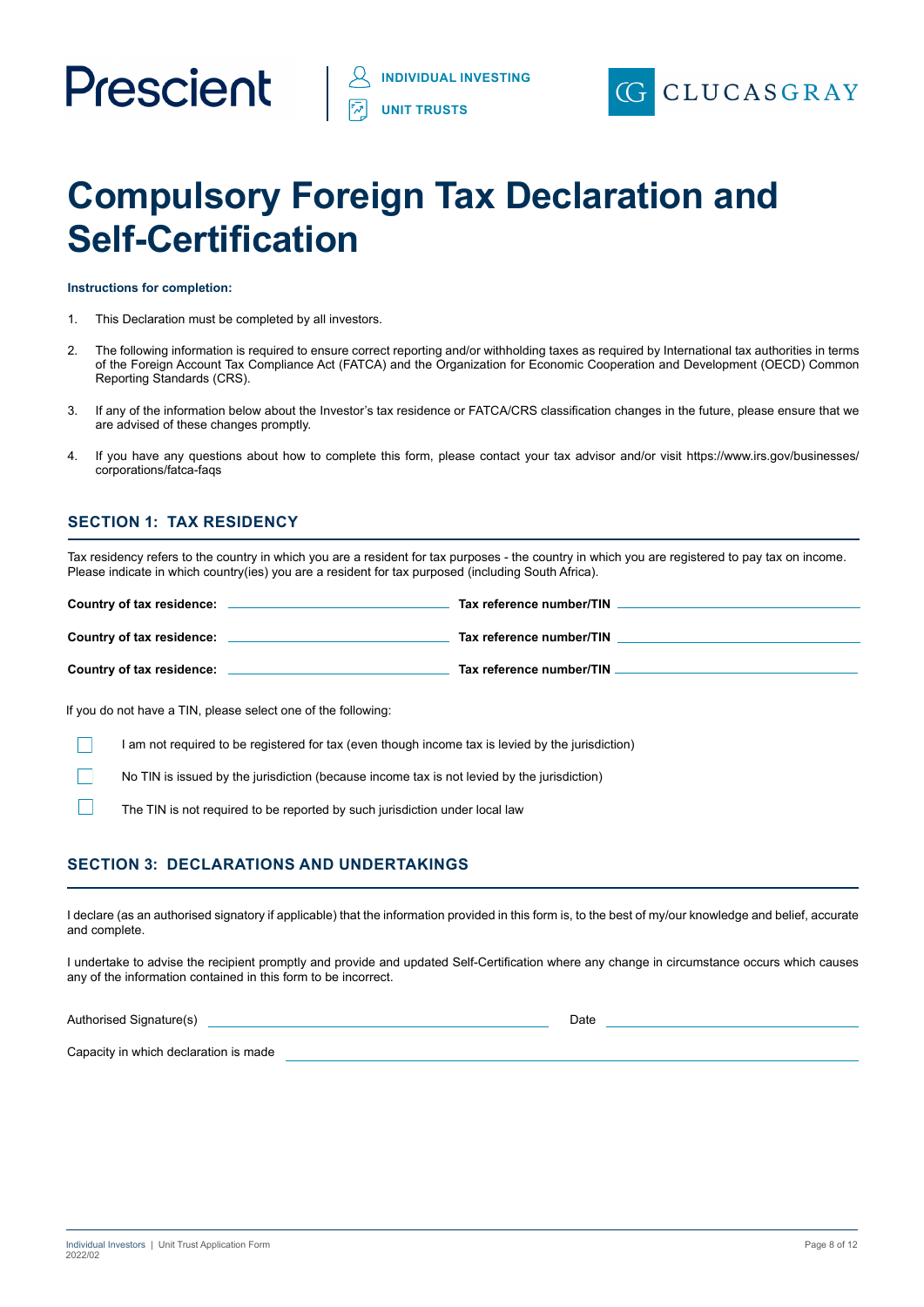Prescient | INDIVIDUAL INVESTING | UNIT TRUSTS | CLUCASGRAY

# Compulsory Foreign Tax Declaration and Self-Certification

**Instructions for completion:**

1. This Declaration must be completed by all investors.
2. The following information is required to ensure correct reporting and/or withholding taxes as required by International tax authorities in terms of the Foreign Account Tax Compliance Act (FATCA) and the Organization for Economic Cooperation and Development (OECD) Common Reporting Standards (CRS).
3. If any of the information below about the Investor's tax residence or FATCA/CRS classification changes in the future, please ensure that we are advised of these changes promptly.
4. If you have any questions about how to complete this form, please contact your tax advisor and/or visit https://www.irs.gov/businesses/corporations/fatca-faqs

## SECTION 1: TAX RESIDENCY

Tax residency refers to the country in which you are a resident for tax purposes - the country in which you are registered to pay tax on income. Please indicate in which country(ies) you are a resident for tax purposed (including South Africa).

**Country of tax residence:** ______________________ **Tax reference number/TIN** ______________________

**Country of tax residence:** ______________________ **Tax reference number/TIN** ______________________

**Country of tax residence:** ______________________ **Tax reference number/TIN** ______________________

If you do not have a TIN, please select one of the following:

- ☐ I am not required to be registered for tax (even though income tax is levied by the jurisdiction)
- ☐ No TIN is issued by the jurisdiction (because income tax is not levied by the jurisdiction)
- ☐ The TIN is not required to be reported by such jurisdiction under local law

## SECTION 3: DECLARATIONS AND UNDERTAKINGS

I declare (as an authorised signatory if applicable) that the information provided in this form is, to the best of my/our knowledge and belief, accurate and complete.

I undertake to advise the recipient promptly and provide and updated Self-Certification where any change in circumstance occurs which causes any of the information contained in this form to be incorrect.

Authorised Signature(s) ______________________ Date ______________________

Capacity in which declaration is made ______________________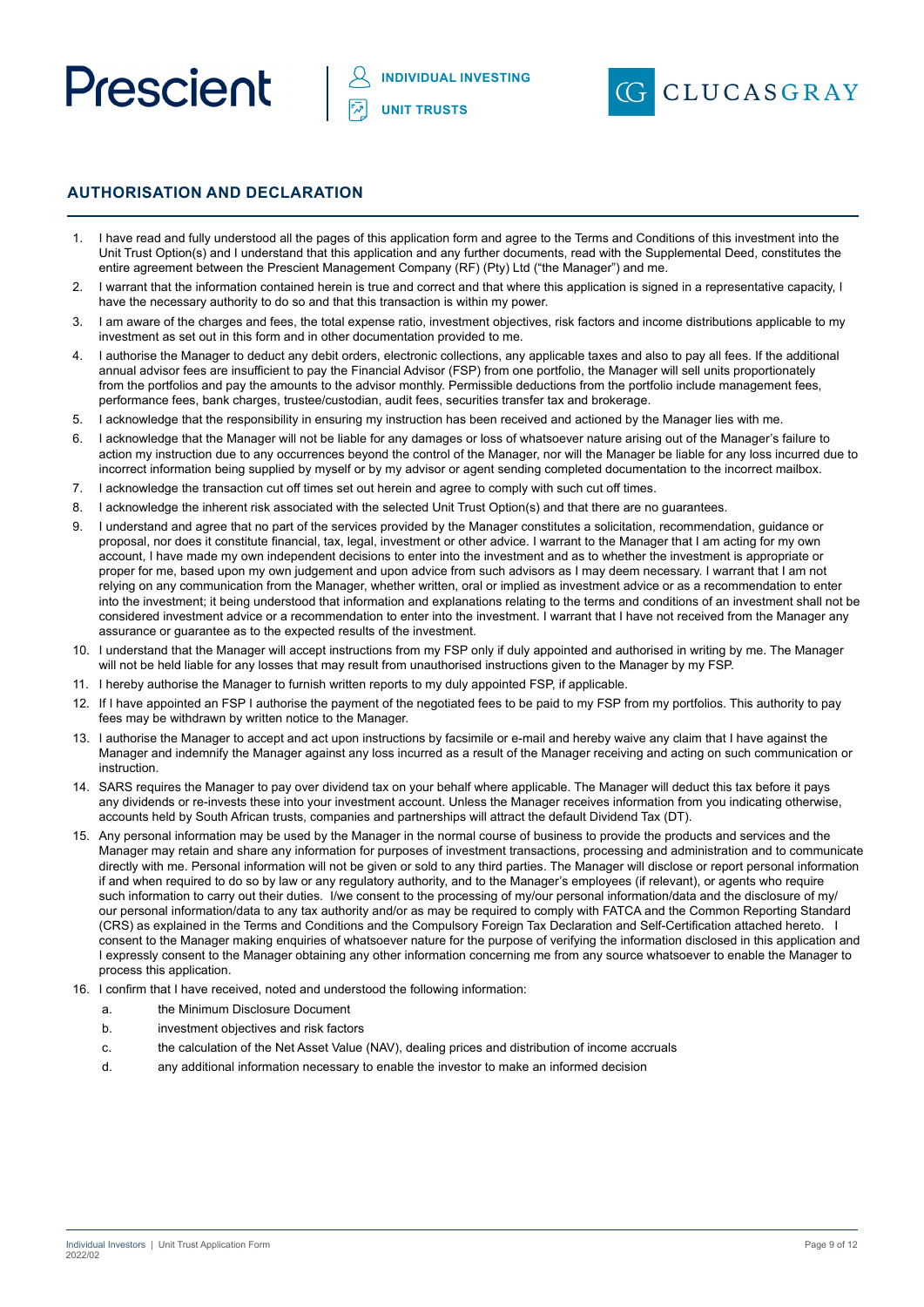Prescient | INDIVIDUAL INVESTING | UNIT TRUSTS | CLUCASGRAY

## AUTHORISATION AND DECLARATION

1. I have read and fully understood all the pages of this application form and agree to the Terms and Conditions of this investment into the Unit Trust Option(s) and I understand that this application and any further documents, read with the Supplemental Deed, constitutes the entire agreement between the Prescient Management Company (RF) (Pty) Ltd ("the Manager") and me.
2. I warrant that the information contained herein is true and correct and that where this application is signed in a representative capacity, I have the necessary authority to do so and that this transaction is within my power.
3. I am aware of the charges and fees, the total expense ratio, investment objectives, risk factors and income distributions applicable to my investment as set out in this form and in other documentation provided to me.
4. I authorise the Manager to deduct any debit orders, electronic collections, any applicable taxes and also to pay all fees. If the additional annual advisor fees are insufficient to pay the Financial Advisor (FSP) from one portfolio, the Manager will sell units proportionately from the portfolios and pay the amounts to the advisor monthly. Permissible deductions from the portfolio include management fees, performance fees, bank charges, trustee/custodian, audit fees, securities transfer tax and brokerage.
5. I acknowledge that the responsibility in ensuring my instruction has been received and actioned by the Manager lies with me.
6. I acknowledge that the Manager will not be liable for any damages or loss of whatsoever nature arising out of the Manager's failure to action my instruction due to any occurrences beyond the control of the Manager, nor will the Manager be liable for any loss incurred due to incorrect information being supplied by myself or by my advisor or agent sending completed documentation to the incorrect mailbox.
7. I acknowledge the transaction cut off times set out herein and agree to comply with such cut off times.
8. I acknowledge the inherent risk associated with the selected Unit Trust Option(s) and that there are no guarantees.
9. I understand and agree that no part of the services provided by the Manager constitutes a solicitation, recommendation, guidance or proposal, nor does it constitute financial, tax, legal, investment or other advice. I warrant to the Manager that I am acting for my own account, I have made my own independent decisions to enter into the investment and as to whether the investment is appropriate or proper for me, based upon my own judgement and upon advice from such advisors as I may deem necessary. I warrant that I am not relying on any communication from the Manager, whether written, oral or implied as investment advice or as a recommendation to enter into the investment; it being understood that information and explanations relating to the terms and conditions of an investment shall not be considered investment advice or a recommendation to enter into the investment. I warrant that I have not received from the Manager any assurance or guarantee as to the expected results of the investment.
10. I understand that the Manager will accept instructions from my FSP only if duly appointed and authorised in writing by me. The Manager will not be held liable for any losses that may result from unauthorised instructions given to the Manager by my FSP.
11. I hereby authorise the Manager to furnish written reports to my duly appointed FSP, if applicable.
12. If I have appointed an FSP I authorise the payment of the negotiated fees to be paid to my FSP from my portfolios. This authority to pay fees may be withdrawn by written notice to the Manager.
13. I authorise the Manager to accept and act upon instructions by facsimile or e-mail and hereby waive any claim that I have against the Manager and indemnify the Manager against any loss incurred as a result of the Manager receiving and acting on such communication or instruction.
14. SARS requires the Manager to pay over dividend tax on your behalf where applicable. The Manager will deduct this tax before it pays any dividends or re-invests these into your investment account. Unless the Manager receives information from you indicating otherwise, accounts held by South African trusts, companies and partnerships will attract the default Dividend Tax (DT).
15. Any personal information may be used by the Manager in the normal course of business to provide the products and services and the Manager may retain and share any information for purposes of investment transactions, processing and administration and to communicate directly with me. Personal information will not be given or sold to any third parties. The Manager will disclose or report personal information if and when required to do so by law or any regulatory authority, and to the Manager's employees (if relevant), or agents who require such information to carry out their duties. I/we consent to the processing of my/our personal information/data and the disclosure of my/our personal information/data to any tax authority and/or as may be required to comply with FATCA and the Common Reporting Standard (CRS) as explained in the Terms and Conditions and the Compulsory Foreign Tax Declaration and Self-Certification attached hereto. I consent to the Manager making enquiries of whatsoever nature for the purpose of verifying the information disclosed in this application and I expressly consent to the Manager obtaining any other information concerning me from any source whatsoever to enable the Manager to process this application.
16. I confirm that I have received, noted and understood the following information:
    a. the Minimum Disclosure Document
    b. investment objectives and risk factors
    c. the calculation of the Net Asset Value (NAV), dealing prices and distribution of income accruals
    d. any additional information necessary to enable the investor to make an informed decision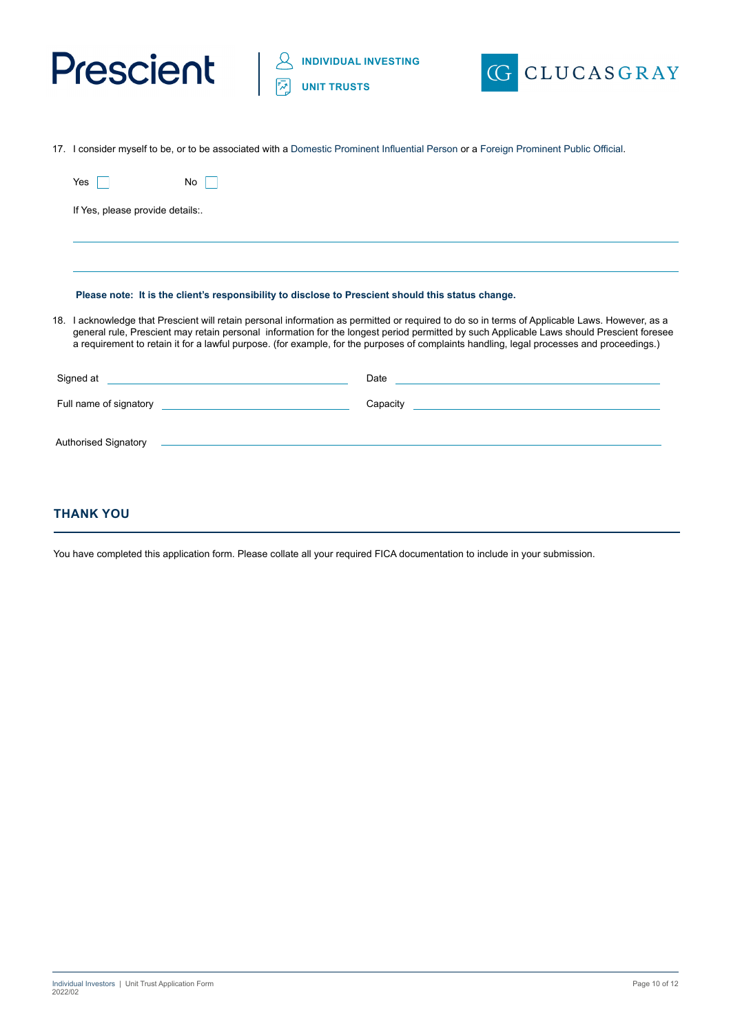17. I consider myself to be, or to be associated with a Domestic Prominent Influential Person or a Foreign Prominent Public Official.

Yes ☐ No ☐

If Yes, please provide details:.

\_\_\_\_\_\_\_\_\_\_\_\_\_\_\_\_\_\_\_\_\_\_\_\_\_\_\_\_\_\_\_\_\_\_\_\_\_\_\_\_\_\_\_\_\_\_\_\_\_\_\_\_\_\_\_\_\_\_\_\_

\_\_\_\_\_\_\_\_\_\_\_\_\_\_\_\_\_\_\_\_\_\_\_\_\_\_\_\_\_\_\_\_\_\_\_\_\_\_\_\_\_\_\_\_\_\_\_\_\_\_\_\_\_\_\_\_\_\_\_\_

**Please note: It is the client's responsibility to disclose to Prescient should this status change.**

18. I acknowledge that Prescient will retain personal information as permitted or required to do so in terms of Applicable Laws. However, as a general rule, Prescient may retain personal information for the longest period permitted by such Applicable Laws should Prescient foresee a requirement to retain it for a lawful purpose. (for example, for the purposes of complaints handling, legal processes and proceedings.)

Signed at \_\_\_\_\_\_\_\_\_\_\_\_\_\_\_\_\_\_\_\_ Date \_\_\_\_\_\_\_\_\_\_\_\_\_\_\_\_\_\_\_\_

Full name of signatory \_\_\_\_\_\_\_\_\_\_\_\_\_\_\_\_\_\_\_\_ Capacity \_\_\_\_\_\_\_\_\_\_\_\_\_\_\_\_\_\_\_\_

Authorised Signatory \_\_\_\_\_\_\_\_\_\_\_\_\_\_\_\_\_\_\_\_\_\_\_\_\_\_\_\_\_\_\_\_\_\_\_\_\_\_\_\_

## THANK YOU

You have completed this application form. Please collate all your required FICA documentation to include in your submission.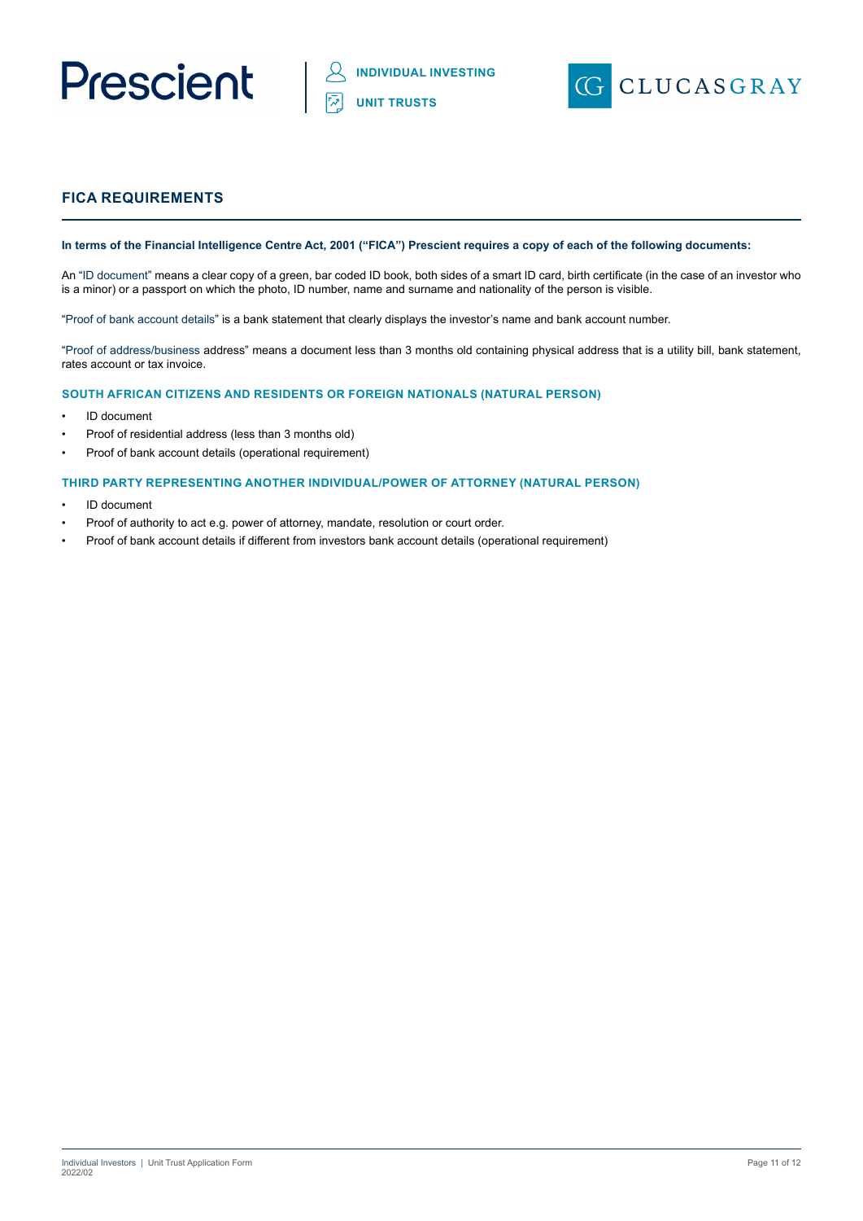## FICA REQUIREMENTS

**In terms of the Financial Intelligence Centre Act, 2001 ("FICA") Prescient requires a copy of each of the following documents:**

An "ID document" means a clear copy of a green, bar coded ID book, both sides of a smart ID card, birth certificate (in the case of an investor who is a minor) or a passport on which the photo, ID number, name and surname and nationality of the person is visible.

"Proof of bank account details" is a bank statement that clearly displays the investor's name and bank account number.

"Proof of address/business address" means a document less than 3 months old containing physical address that is a utility bill, bank statement, rates account or tax invoice.

### SOUTH AFRICAN CITIZENS AND RESIDENTS OR FOREIGN NATIONALS (NATURAL PERSON)

- ID document
- Proof of residential address (less than 3 months old)
- Proof of bank account details (operational requirement)

### THIRD PARTY REPRESENTING ANOTHER INDIVIDUAL/POWER OF ATTORNEY (NATURAL PERSON)

- ID document
- Proof of authority to act e.g. power of attorney, mandate, resolution or court order.
- Proof of bank account details if different from investors bank account details (operational requirement)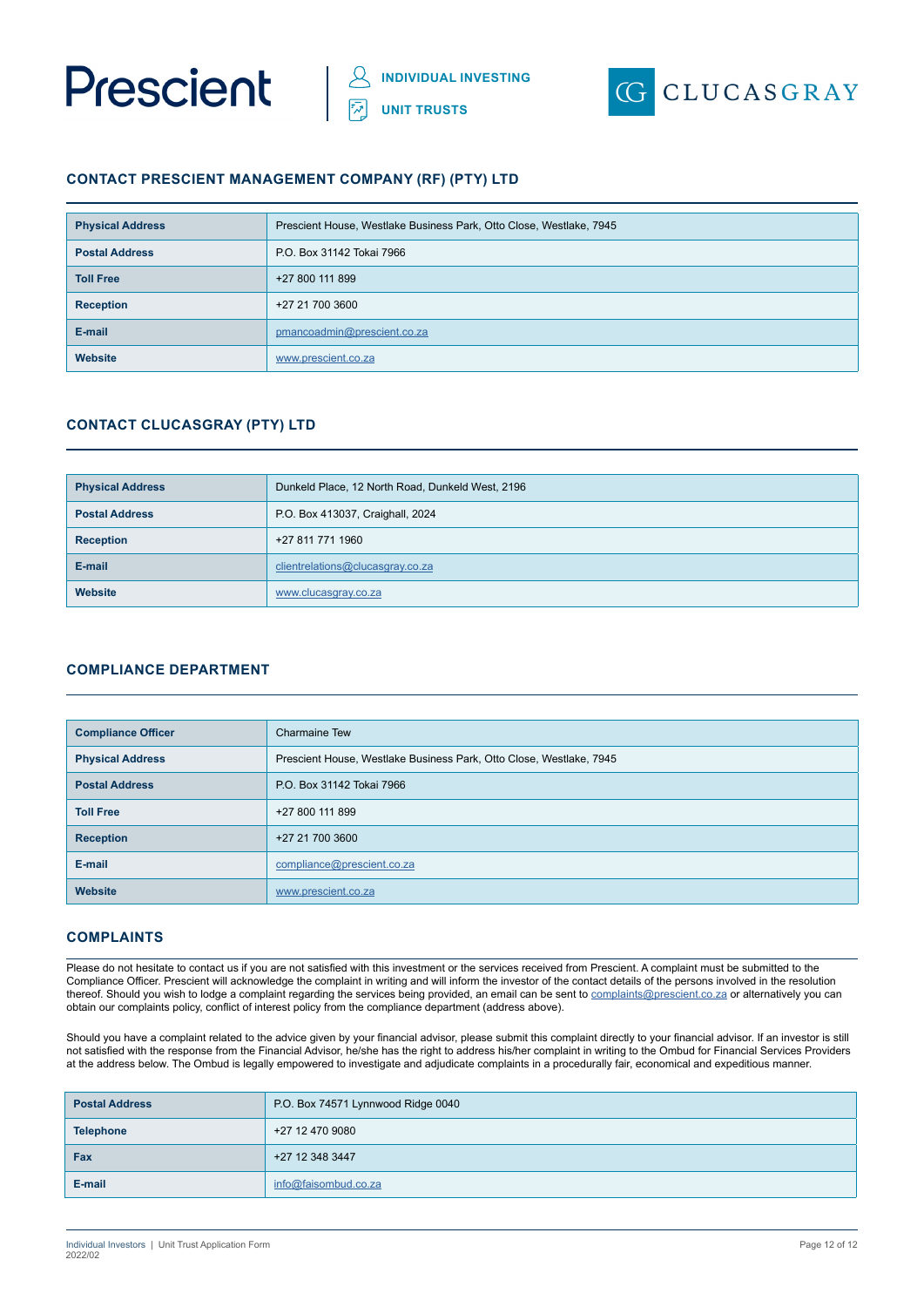## CONTACT PRESCIENT MANAGEMENT COMPANY (RF) (PTY) LTD

| | |
|---|---|
| **Physical Address** | Prescient House, Westlake Business Park, Otto Close, Westlake, 7945 |
| **Postal Address** | P.O. Box 31142 Tokai 7966 |
| **Toll Free** | +27 800 111 899 |
| **Reception** | +27 21 700 3600 |
| **E-mail** | pmancoadmin@prescient.co.za |
| **Website** | www.prescient.co.za |

## CONTACT CLUCASGRAY (PTY) LTD

| | |
|---|---|
| **Physical Address** | Dunkeld Place, 12 North Road, Dunkeld West, 2196 |
| **Postal Address** | P.O. Box 413037, Craighall, 2024 |
| **Reception** | +27 811 771 1960 |
| **E-mail** | clientrelations@clucasgray.co.za |
| **Website** | www.clucasgray.co.za |

## COMPLIANCE DEPARTMENT

| | |
|---|---|
| **Compliance Officer** | Charmaine Tew |
| **Physical Address** | Prescient House, Westlake Business Park, Otto Close, Westlake, 7945 |
| **Postal Address** | P.O. Box 31142 Tokai 7966 |
| **Toll Free** | +27 800 111 899 |
| **Reception** | +27 21 700 3600 |
| **E-mail** | compliance@prescient.co.za |
| **Website** | www.prescient.co.za |

## COMPLAINTS

Please do not hesitate to contact us if you are not satisfied with this investment or the services received from Prescient. A complaint must be submitted to the Compliance Officer. Prescient will acknowledge the complaint in writing and will inform the investor of the contact details of the persons involved in the resolution thereof. Should you wish to lodge a complaint regarding the services being provided, an email can be sent to complaints@prescient.co.za or alternatively you can obtain our complaints policy, conflict of interest policy from the compliance department (address above).

Should you have a complaint related to the advice given by your financial advisor, please submit this complaint directly to your financial advisor. If an investor is still not satisfied with the response from the Financial Advisor, he/she has the right to address his/her complaint in writing to the Ombud for Financial Services Providers at the address below. The Ombud is legally empowered to investigate and adjudicate complaints in a procedurally fair, economical and expeditious manner.

| | |
|---|---|
| **Postal Address** | P.O. Box 74571 Lynnwood Ridge 0040 |
| **Telephone** | +27 12 470 9080 |
| **Fax** | +27 12 348 3447 |
| **E-mail** | info@faisombud.co.za |